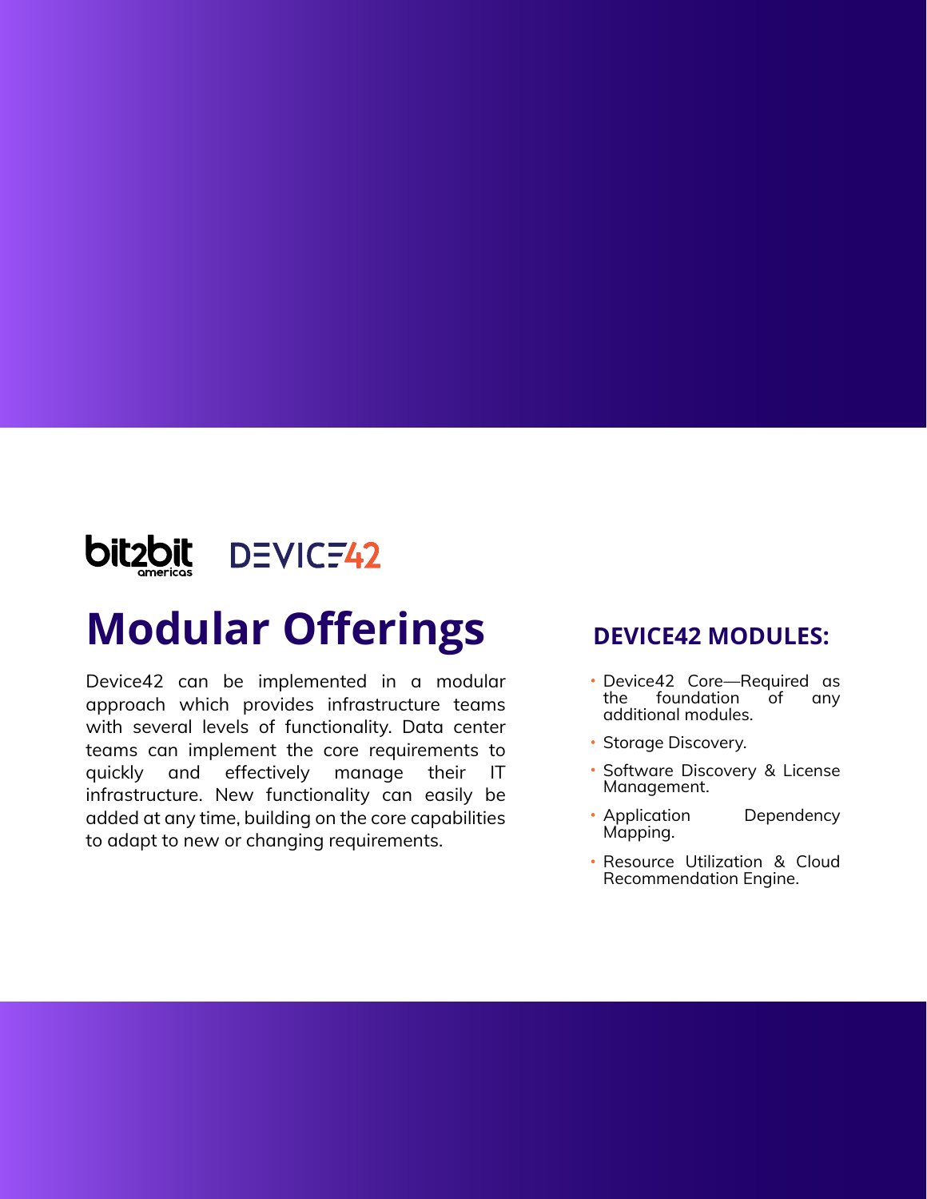bit2bit americas DEVICE42

# Modular Offerings

Device42 can be implemented in a modular approach which provides infrastructure teams with several levels of functionality. Data center teams can implement the core requirements to quickly and effectively manage their IT infrastructure. New functionality can easily be added at any time, building on the core capabilities to adapt to new or changing requirements.

## DEVICE42 MODULES:

- Device42 Core—Required as the foundation of any additional modules.
- Storage Discovery.
- Software Discovery & License Management.
- Application Dependency Mapping.
- Resource Utilization & Cloud Recommendation Engine.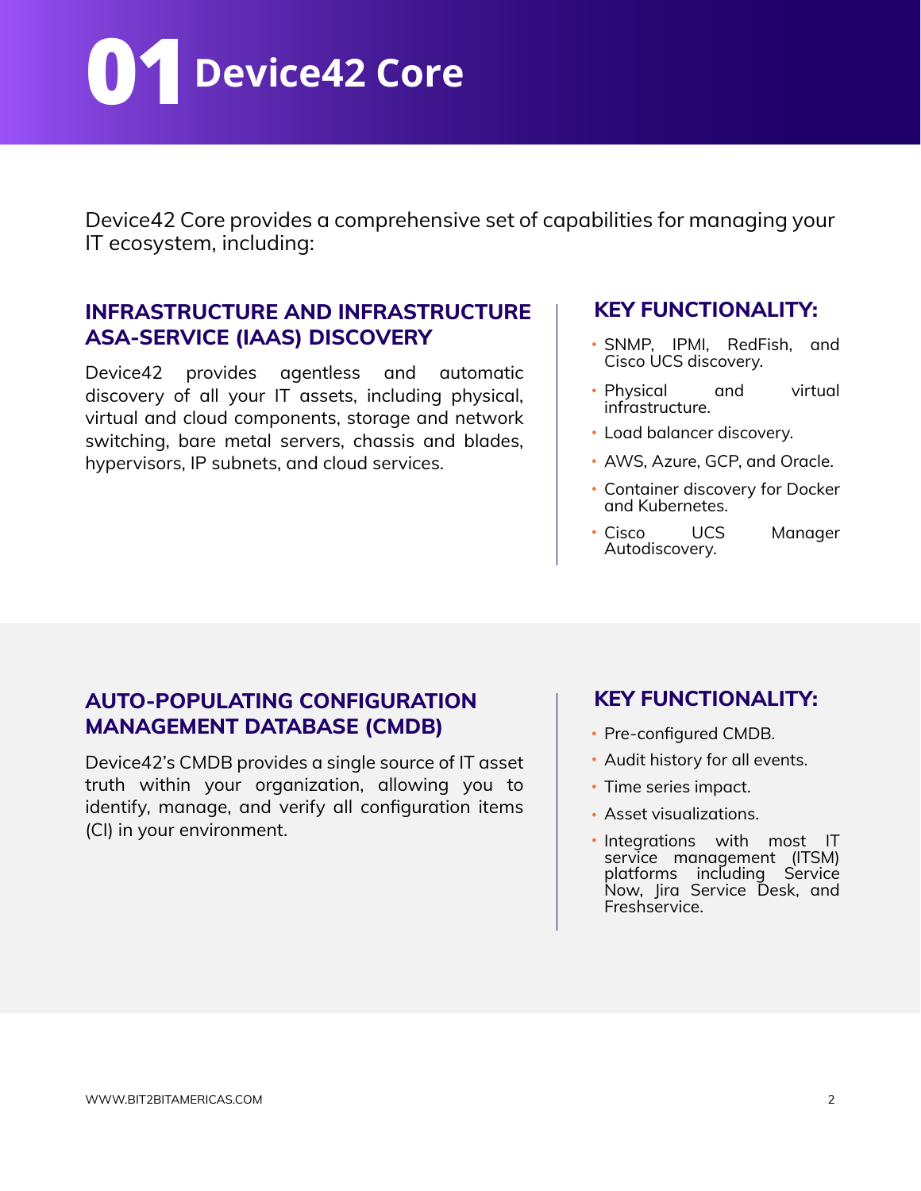# 01 Device42 Core

Device42 Core provides a comprehensive set of capabilities for managing your IT ecosystem, including:

## INFRASTRUCTURE AND INFRASTRUCTURE ASA-SERVICE (IAAS) DISCOVERY

Device42 provides agentless and automatic discovery of all your IT assets, including physical, virtual and cloud components, storage and network switching, bare metal servers, chassis and blades, hypervisors, IP subnets, and cloud services.

### KEY FUNCTIONALITY:

- SNMP, IPMI, RedFish, and Cisco UCS discovery.
- Physical and virtual infrastructure.
- Load balancer discovery.
- AWS, Azure, GCP, and Oracle.
- Container discovery for Docker and Kubernetes.
- Cisco UCS Manager Autodiscovery.

## AUTO-POPULATING CONFIGURATION MANAGEMENT DATABASE (CMDB)

Device42's CMDB provides a single source of IT asset truth within your organization, allowing you to identify, manage, and verify all configuration items (CI) in your environment.

### KEY FUNCTIONALITY:

- Pre-configured CMDB.
- Audit history for all events.
- Time series impact.
- Asset visualizations.
- Integrations with most IT service management (ITSM) platforms including Service Now, Jira Service Desk, and Freshservice.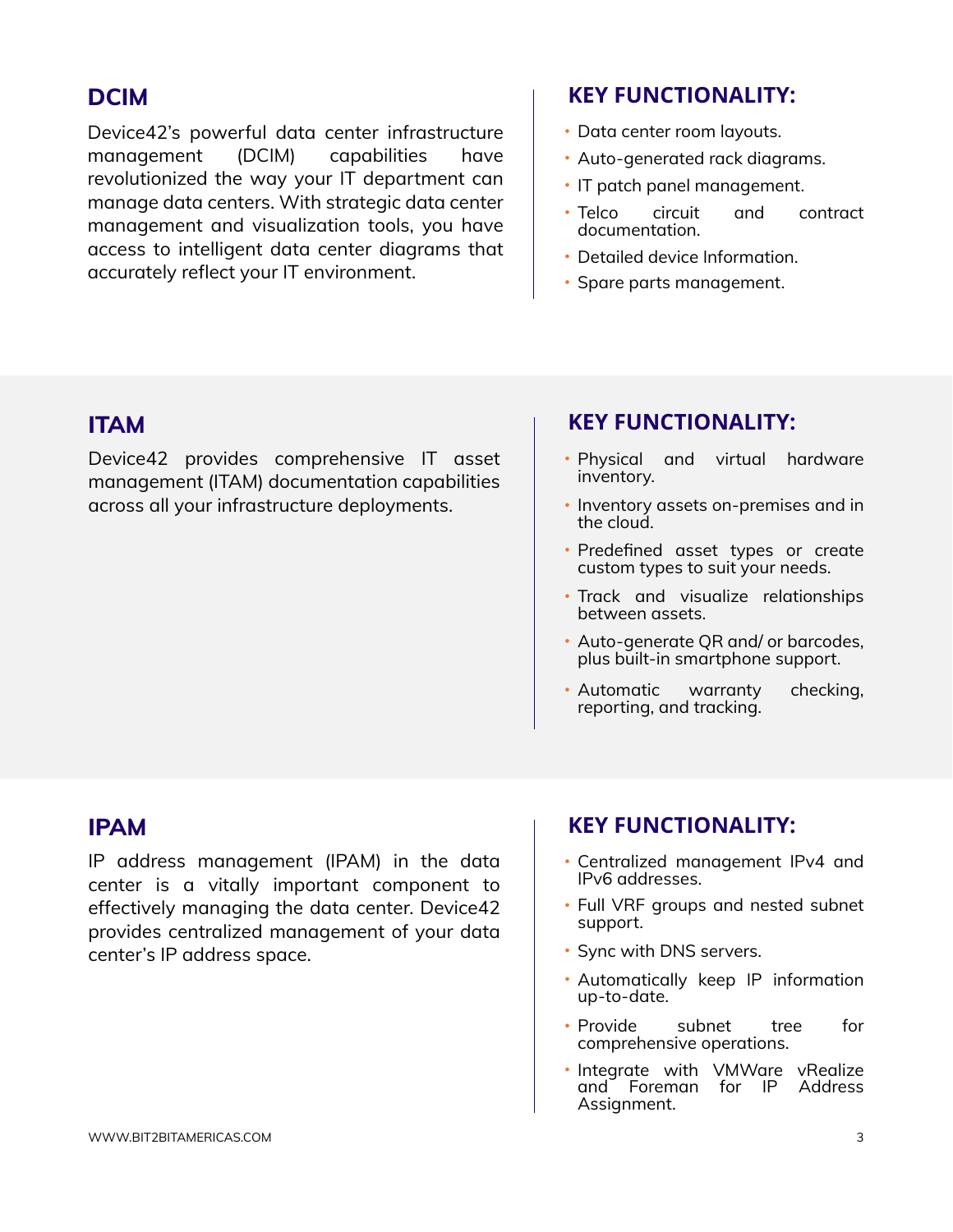## DCIM

Device42's powerful data center infrastructure management (DCIM) capabilities have revolutionized the way your IT department can manage data centers. With strategic data center management and visualization tools, you have access to intelligent data center diagrams that accurately reflect your IT environment.

### KEY FUNCTIONALITY:

- Data center room layouts.
- Auto-generated rack diagrams.
- IT patch panel management.
- Telco circuit and contract documentation.
- Detailed device Information.
- Spare parts management.

## ITAM

Device42 provides comprehensive IT asset management (ITAM) documentation capabilities across all your infrastructure deployments.

### KEY FUNCTIONALITY:

- Physical and virtual hardware inventory.
- Inventory assets on-premises and in the cloud.
- Predefined asset types or create custom types to suit your needs.
- Track and visualize relationships between assets.
- Auto-generate QR and/ or barcodes, plus built-in smartphone support.
- Automatic warranty checking, reporting, and tracking.

## IPAM

IP address management (IPAM) in the data center is a vitally important component to effectively managing the data center. Device42 provides centralized management of your data center's IP address space.

### KEY FUNCTIONALITY:

- Centralized management IPv4 and IPv6 addresses.
- Full VRF groups and nested subnet support.
- Sync with DNS servers.
- Automatically keep IP information up-to-date.
- Provide subnet tree for comprehensive operations.
- Integrate with VMWare vRealize and Foreman for IP Address Assignment.

WWW.BIT2BITAMERICAS.COM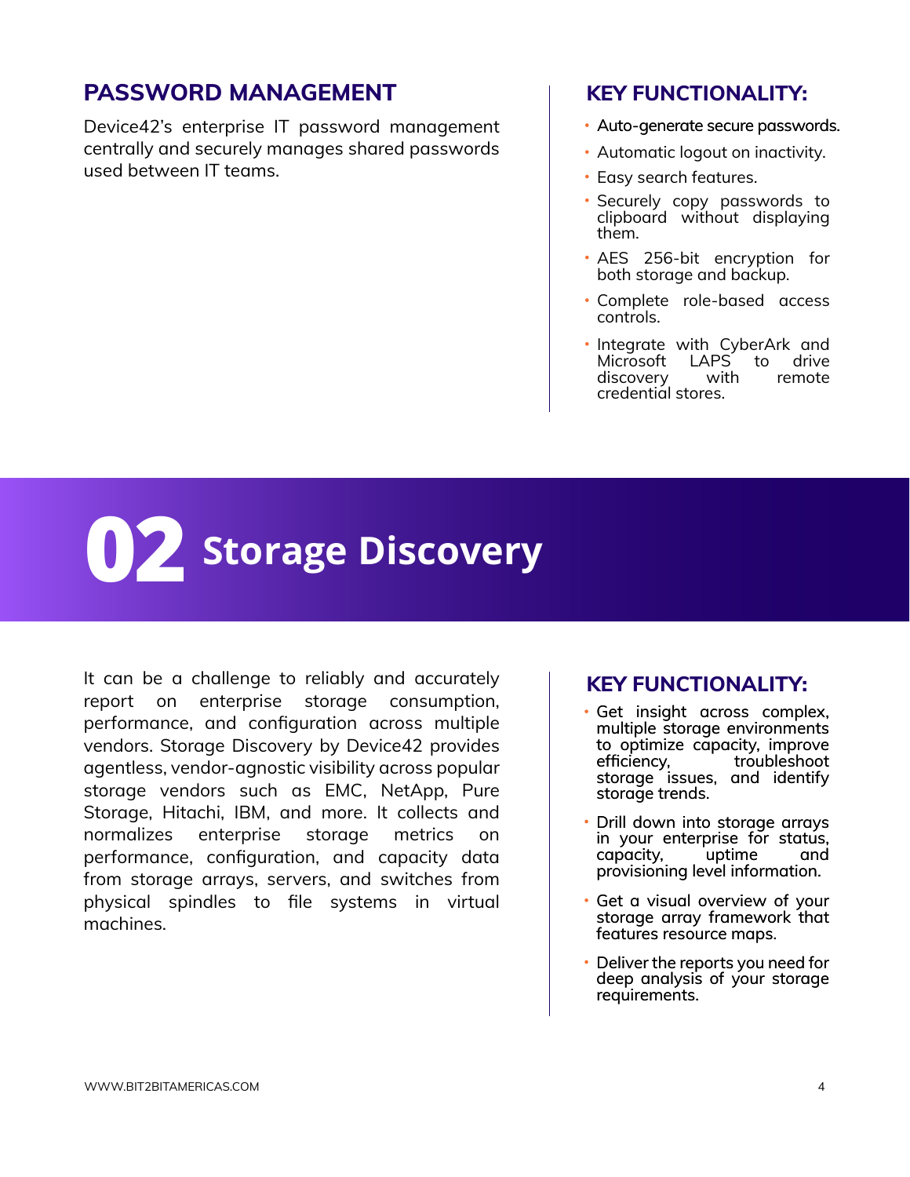## PASSWORD MANAGEMENT

Device42's enterprise IT password management centrally and securely manages shared passwords used between IT teams.

### KEY FUNCTIONALITY:

- Auto-generate secure passwords.
- Automatic logout on inactivity.
- Easy search features.
- Securely copy passwords to clipboard without displaying them.
- AES 256-bit encryption for both storage and backup.
- Complete role-based access controls.
- Integrate with CyberArk and Microsoft LAPS to drive discovery with remote credential stores.

# 02 Storage Discovery

It can be a challenge to reliably and accurately report on enterprise storage consumption, performance, and configuration across multiple vendors. Storage Discovery by Device42 provides agentless, vendor-agnostic visibility across popular storage vendors such as EMC, NetApp, Pure Storage, Hitachi, IBM, and more. It collects and normalizes enterprise storage metrics on performance, configuration, and capacity data from storage arrays, servers, and switches from physical spindles to file systems in virtual machines.

### KEY FUNCTIONALITY:

- Get insight across complex, multiple storage environments to optimize capacity, improve efficiency, troubleshoot storage issues, and identify storage trends.
- Drill down into storage arrays in your enterprise for status, capacity, uptime and provisioning level information.
- Get a visual overview of your storage array framework that features resource maps.
- Deliver the reports you need for deep analysis of your storage requirements.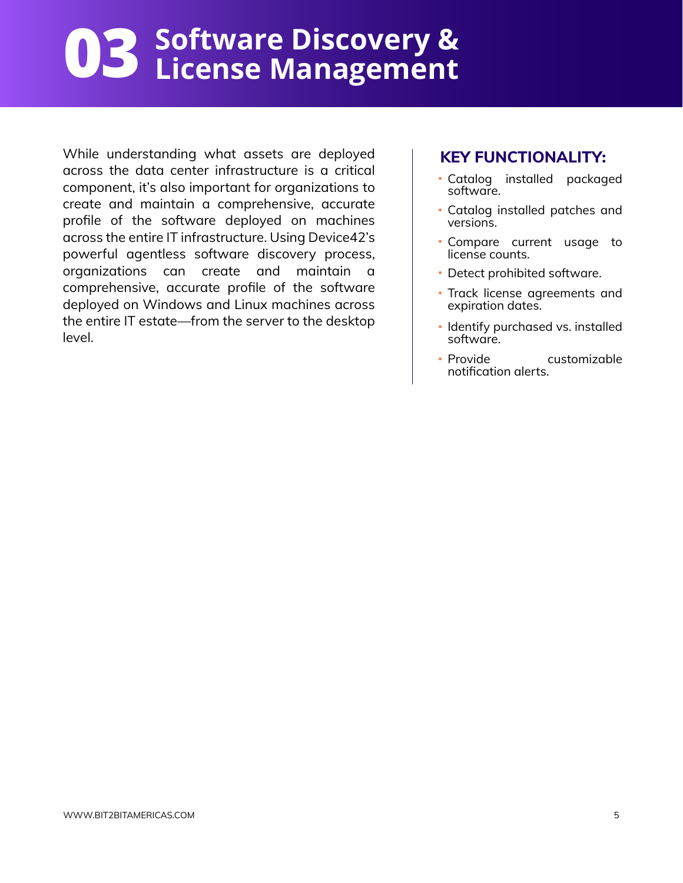# 03 Software Discovery & License Management

While understanding what assets are deployed across the data center infrastructure is a critical component, it's also important for organizations to create and maintain a comprehensive, accurate profile of the software deployed on machines across the entire IT infrastructure. Using Device42's powerful agentless software discovery process, organizations can create and maintain a comprehensive, accurate profile of the software deployed on Windows and Linux machines across the entire IT estate—from the server to the desktop level.

## KEY FUNCTIONALITY:

- Catalog installed packaged software.
- Catalog installed patches and versions.
- Compare current usage to license counts.
- Detect prohibited software.
- Track license agreements and expiration dates.
- Identify purchased vs. installed software.
- Provide customizable notification alerts.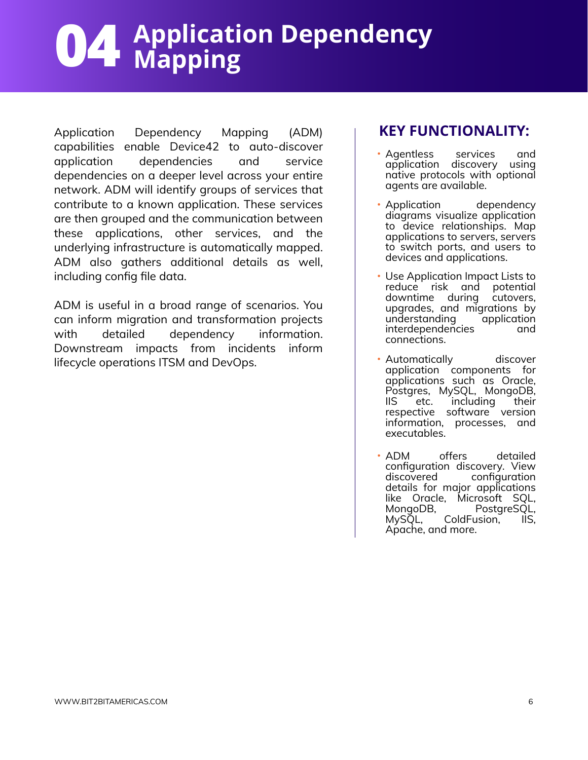# 04 Application Dependency Mapping

Application Dependency Mapping (ADM) capabilities enable Device42 to auto-discover application dependencies and service dependencies on a deeper level across your entire network. ADM will identify groups of services that contribute to a known application. These services are then grouped and the communication between these applications, other services, and the underlying infrastructure is automatically mapped. ADM also gathers additional details as well, including config file data.

ADM is useful in a broad range of scenarios. You can inform migration and transformation projects with detailed dependency information. Downstream impacts from incidents inform lifecycle operations ITSM and DevOps.

## KEY FUNCTIONALITY:

- Agentless services and application discovery using native protocols with optional agents are available.
- Application dependency diagrams visualize application to device relationships. Map applications to servers, servers to switch ports, and users to devices and applications.
- Use Application Impact Lists to reduce risk and potential downtime during cutovers, upgrades, and migrations by understanding application interdependencies and connections.
- Automatically discover application components for applications such as Oracle, Postgres, MySQL, MongoDB, IIS etc. including their respective software version information, processes, and executables.
- ADM offers detailed configuration discovery. View discovered configuration details for major applications like Oracle, Microsoft SQL, MongoDB, PostgreSQL, MySQL, ColdFusion, IIS, Apache, and more.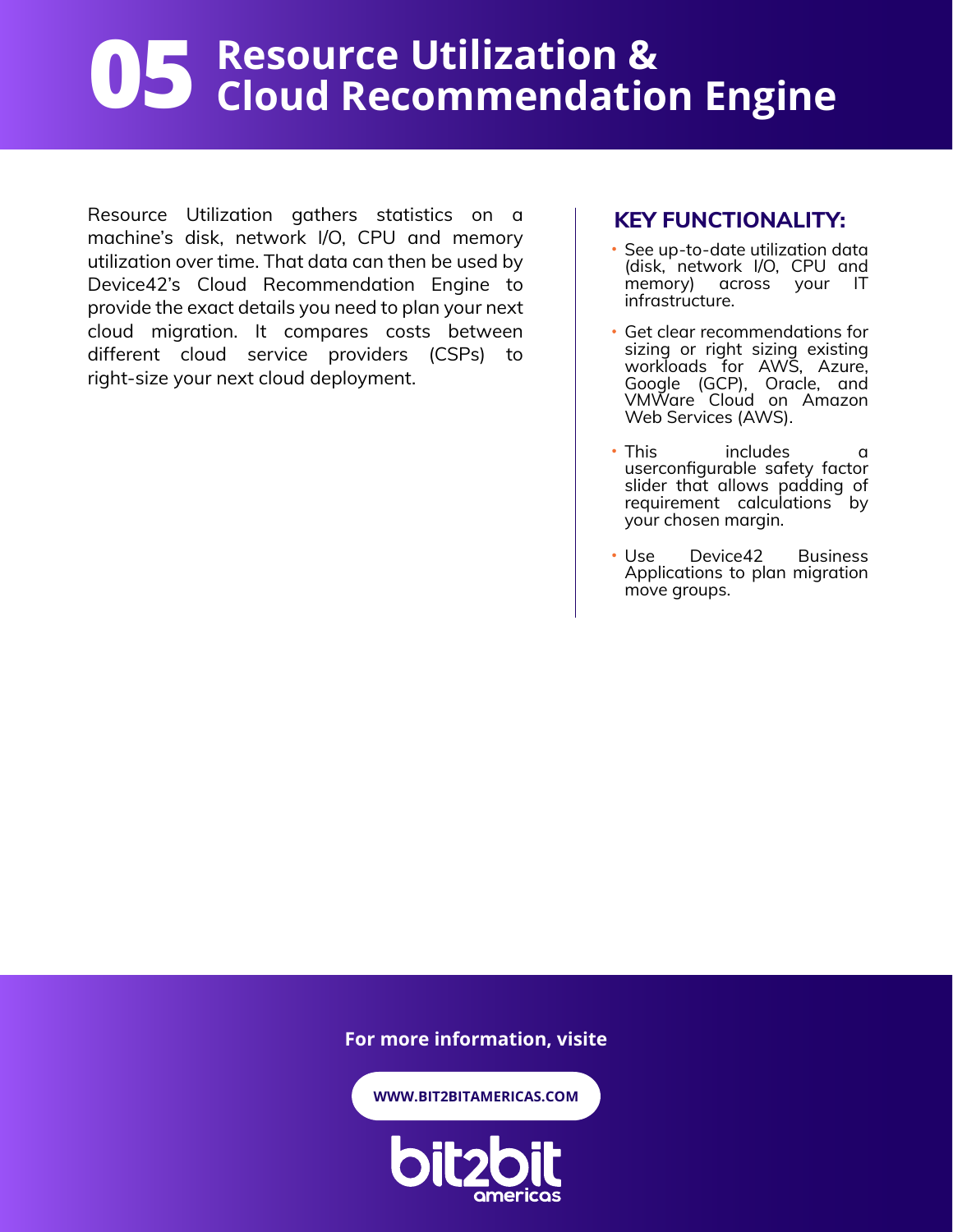# 05 Resource Utilization & Cloud Recommendation Engine

Resource Utilization gathers statistics on a machine's disk, network I/O, CPU and memory utilization over time. That data can then be used by Device42's Cloud Recommendation Engine to provide the exact details you need to plan your next cloud migration. It compares costs between different cloud service providers (CSPs) to right-size your next cloud deployment.

## KEY FUNCTIONALITY:

- See up-to-date utilization data (disk, network I/O, CPU and memory) across your IT infrastructure.
- Get clear recommendations for sizing or right sizing existing workloads for AWS, Azure, Google (GCP), Oracle, and VMWare Cloud on Amazon Web Services (AWS).
- This includes a userconfigurable safety factor slider that allows padding of requirement calculations by your chosen margin.
- Use Device42 Business Applications to plan migration move groups.

**For more information, visite**

**WWW.BIT2BITAMERICAS.COM**

bit2bit americas